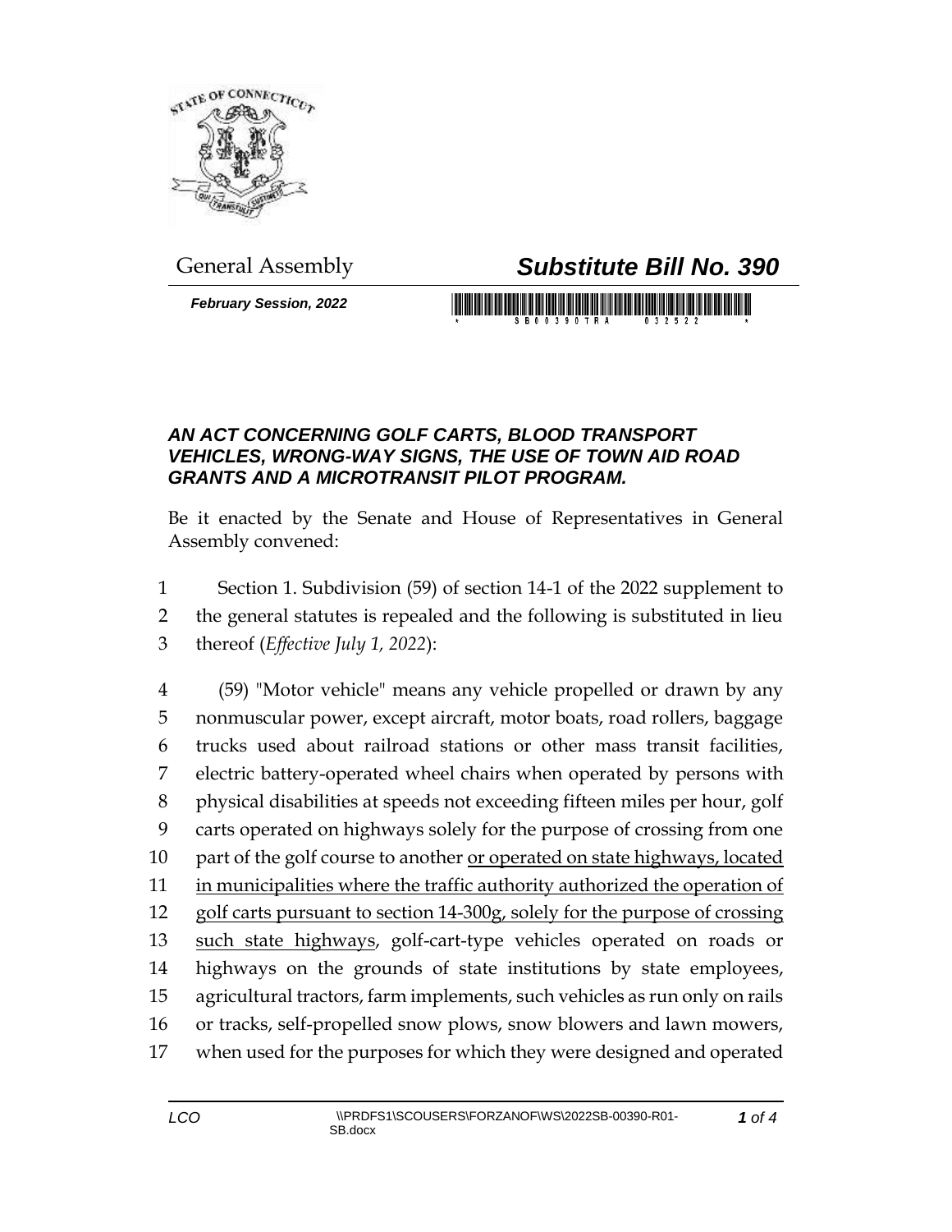General Assembly

# *Substitute Bill No. 390*

***February Session, 2022***

### *AN ACT CONCERNING GOLF CARTS, BLOOD TRANSPORT VEHICLES, WRONG-WAY SIGNS, THE USE OF TOWN AID ROAD GRANTS AND A MICROTRANSIT PILOT PROGRAM.*

Be it enacted by the Senate and House of Representatives in General Assembly convened:

1 Section 1. Subdivision (59) of section 14-1 of the 2022 supplement to
2 the general statutes is repealed and the following is substituted in lieu
3 thereof (*Effective July 1, 2022*):

4 (59) "Motor vehicle" means any vehicle propelled or drawn by any
5 nonmuscular power, except aircraft, motor boats, road rollers, baggage
6 trucks used about railroad stations or other mass transit facilities,
7 electric battery-operated wheel chairs when operated by persons with
8 physical disabilities at speeds not exceeding fifteen miles per hour, golf
9 carts operated on highways solely for the purpose of crossing from one
10 part of the golf course to another <u>or operated on state highways, located</u>
11 <u>in municipalities where the traffic authority authorized the operation of</u>
12 <u>golf carts pursuant to section 14-300g, solely for the purpose of crossing</u>
13 <u>such state highways</u>, golf-cart-type vehicles operated on roads or
14 highways on the grounds of state institutions by state employees,
15 agricultural tractors, farm implements, such vehicles as run only on rails
16 or tracks, self-propelled snow plows, snow blowers and lawn mowers,
17 when used for the purposes for which they were designed and operated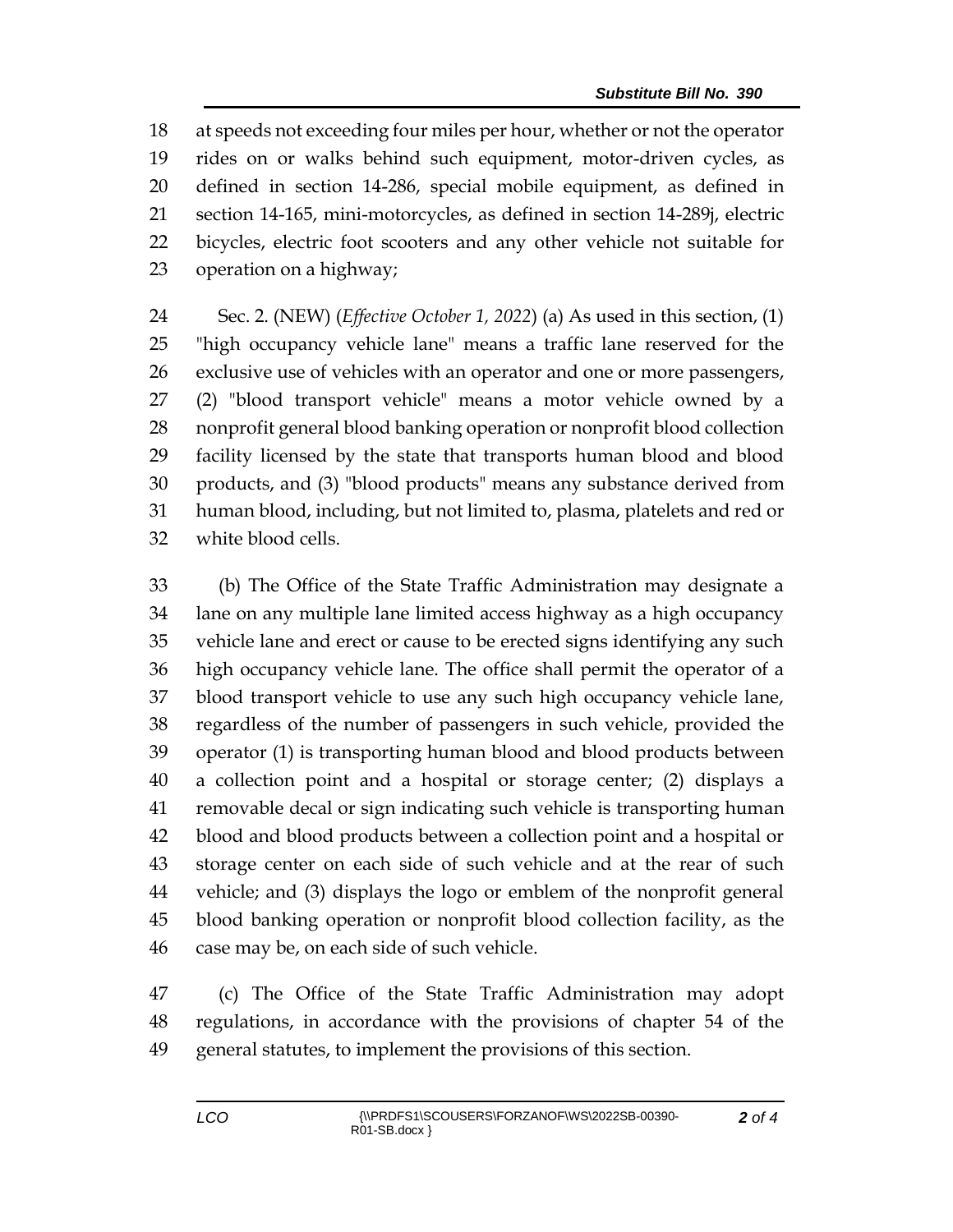at speeds not exceeding four miles per hour, whether or not the operator rides on or walks behind such equipment, motor-driven cycles, as defined in section 14-286, special mobile equipment, as defined in section 14-165, mini-motorcycles, as defined in section 14-289j, electric bicycles, electric foot scooters and any other vehicle not suitable for operation on a highway;

Sec. 2. (NEW) (*Effective October 1, 2022*) (a) As used in this section, (1) "high occupancy vehicle lane" means a traffic lane reserved for the exclusive use of vehicles with an operator and one or more passengers, (2) "blood transport vehicle" means a motor vehicle owned by a nonprofit general blood banking operation or nonprofit blood collection facility licensed by the state that transports human blood and blood products, and (3) "blood products" means any substance derived from human blood, including, but not limited to, plasma, platelets and red or white blood cells.

(b) The Office of the State Traffic Administration may designate a lane on any multiple lane limited access highway as a high occupancy vehicle lane and erect or cause to be erected signs identifying any such high occupancy vehicle lane. The office shall permit the operator of a blood transport vehicle to use any such high occupancy vehicle lane, regardless of the number of passengers in such vehicle, provided the operator (1) is transporting human blood and blood products between a collection point and a hospital or storage center; (2) displays a removable decal or sign indicating such vehicle is transporting human blood and blood products between a collection point and a hospital or storage center on each side of such vehicle and at the rear of such vehicle; and (3) displays the logo or emblem of the nonprofit general blood banking operation or nonprofit blood collection facility, as the case may be, on each side of such vehicle.

(c) The Office of the State Traffic Administration may adopt regulations, in accordance with the provisions of chapter 54 of the general statutes, to implement the provisions of this section.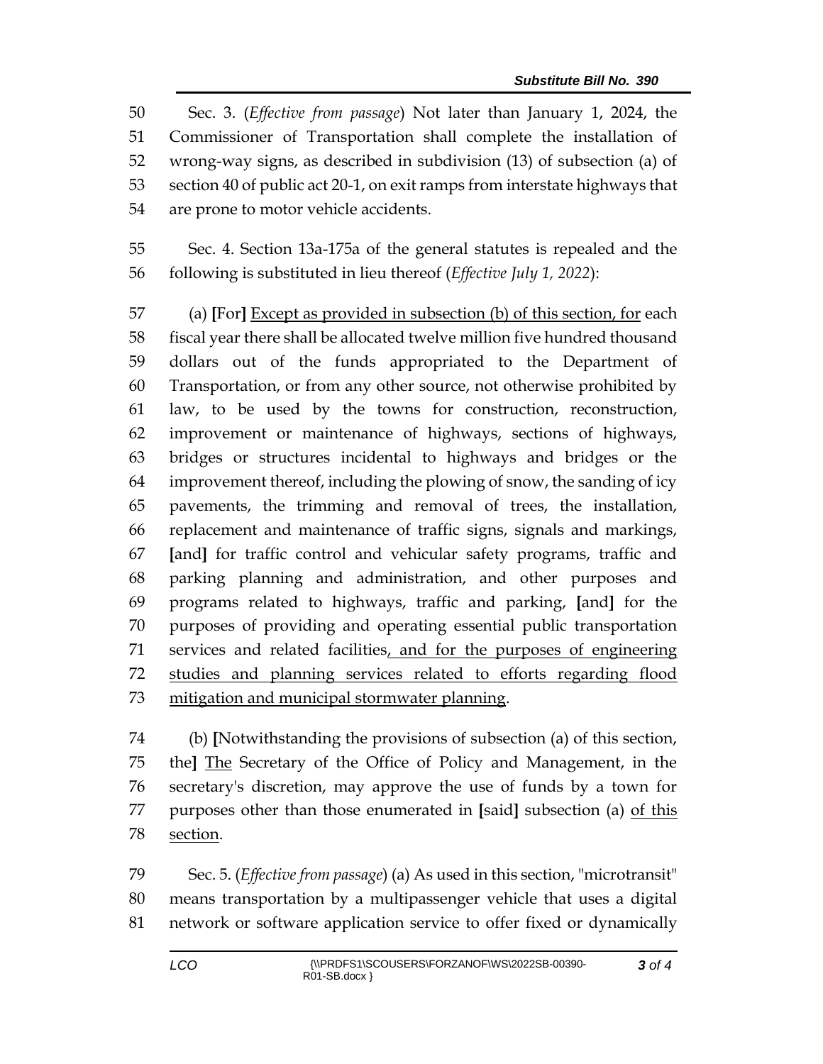Sec. 3. (*Effective from passage*) Not later than January 1, 2024, the Commissioner of Transportation shall complete the installation of wrong-way signs, as described in subdivision (13) of subsection (a) of section 40 of public act 20-1, on exit ramps from interstate highways that are prone to motor vehicle accidents.

Sec. 4. Section 13a-175a of the general statutes is repealed and the following is substituted in lieu thereof (*Effective July 1, 2022*):

(a) **[**For**]** <u>Except as provided in subsection (b) of this section, for</u> each fiscal year there shall be allocated twelve million five hundred thousand dollars out of the funds appropriated to the Department of Transportation, or from any other source, not otherwise prohibited by law, to be used by the towns for construction, reconstruction, improvement or maintenance of highways, sections of highways, bridges or structures incidental to highways and bridges or the improvement thereof, including the plowing of snow, the sanding of icy pavements, the trimming and removal of trees, the installation, replacement and maintenance of traffic signs, signals and markings, **[**and**]** for traffic control and vehicular safety programs, traffic and parking planning and administration, and other purposes and programs related to highways, traffic and parking, **[**and**]** for the purposes of providing and operating essential public transportation services and related facilities<u>, and for the purposes of engineering studies and planning services related to efforts regarding flood mitigation and municipal stormwater planning</u>.

(b) **[**Notwithstanding the provisions of subsection (a) of this section, the**]** <u>The</u> Secretary of the Office of Policy and Management, in the secretary's discretion, may approve the use of funds by a town for purposes other than those enumerated in **[**said**]** subsection (a) <u>of this section</u>.

Sec. 5. (*Effective from passage*) (a) As used in this section, "microtransit" means transportation by a multipassenger vehicle that uses a digital network or software application service to offer fixed or dynamically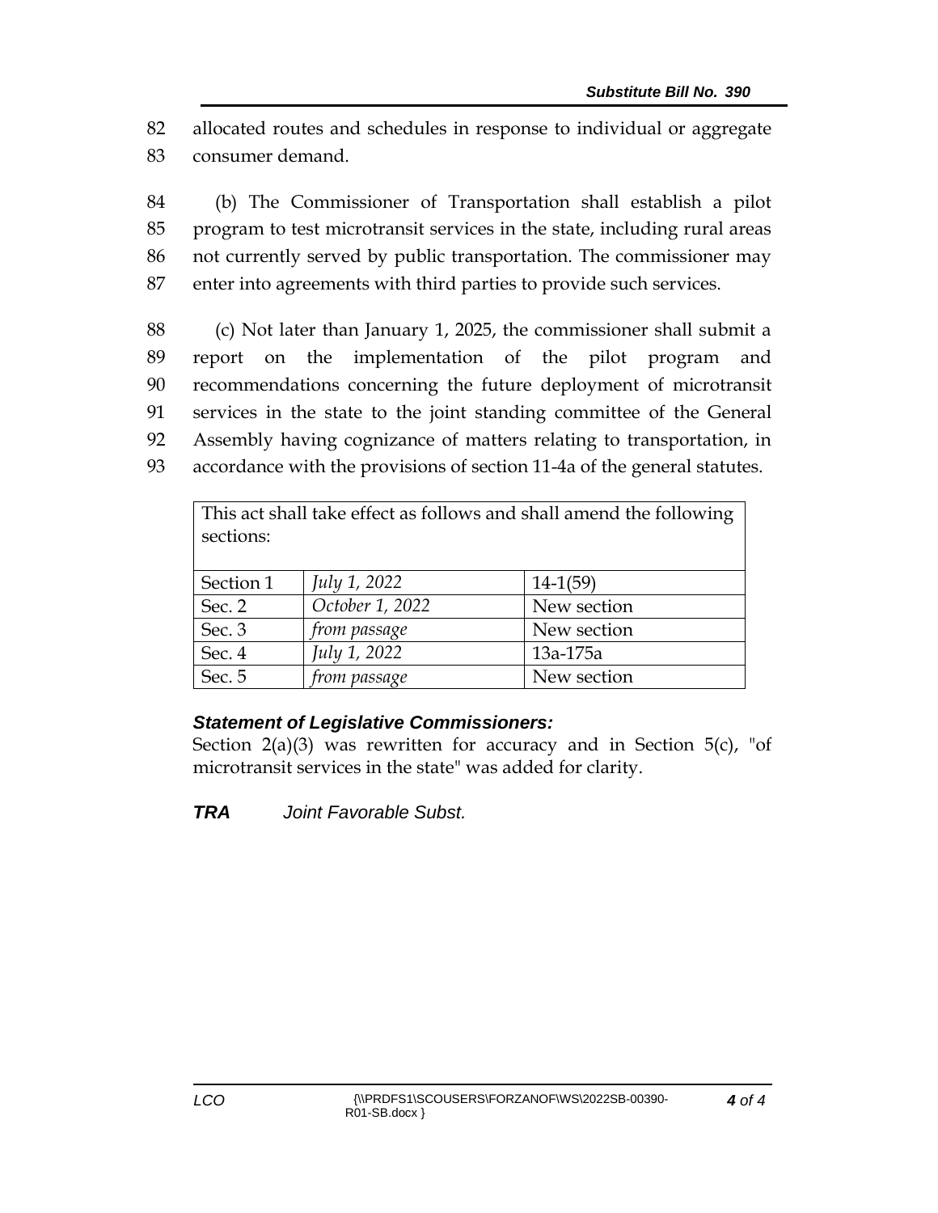82 allocated routes and schedules in response to individual or aggregate
83 consumer demand.

84 (b) The Commissioner of Transportation shall establish a pilot
85 program to test microtransit services in the state, including rural areas
86 not currently served by public transportation. The commissioner may
87 enter into agreements with third parties to provide such services.

88 (c) Not later than January 1, 2025, the commissioner shall submit a
89 report on the implementation of the pilot program and
90 recommendations concerning the future deployment of microtransit
91 services in the state to the joint standing committee of the General
92 Assembly having cognizance of matters relating to transportation, in
93 accordance with the provisions of section 11-4a of the general statutes.

| This act shall take effect as follows and shall amend the following sections: | | |
|---|---|---|
| Section 1 | *July 1, 2022* | 14-1(59) |
| Sec. 2 | *October 1, 2022* | New section |
| Sec. 3 | *from passage* | New section |
| Sec. 4 | *July 1, 2022* | 13a-175a |
| Sec. 5 | *from passage* | New section |

***Statement of Legislative Commissioners:***

Section 2(a)(3) was rewritten for accuracy and in Section 5(c), "of microtransit services in the state" was added for clarity.

***TRA*** *Joint Favorable Subst.*